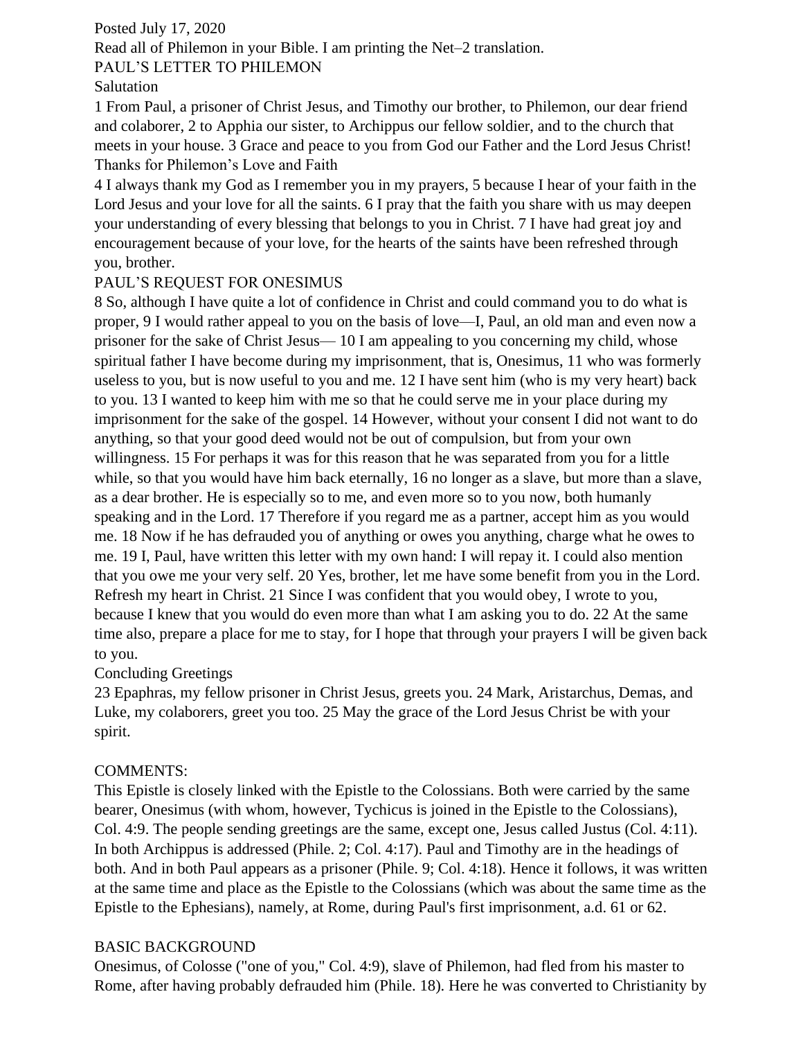Posted July 17, 2020

Read all of Philemon in your Bible. I am printing the Net–2 translation.

# PAUL'S LETTER TO PHILEMON

## Salutation

1 From Paul, a prisoner of Christ Jesus, and Timothy our brother, to Philemon, our dear friend and colaborer, 2 to Apphia our sister, to Archippus our fellow soldier, and to the church that meets in your house. 3 Grace and peace to you from God our Father and the Lord Jesus Christ!

## Thanks for Philemon's Love and Faith

4 I always thank my God as I remember you in my prayers, 5 because I hear of your faith in the Lord Jesus and your love for all the saints. 6 I pray that the faith you share with us may deepen your understanding of every blessing that belongs to you in Christ. 7 I have had great joy and encouragement because of your love, for the hearts of the saints have been refreshed through you, brother.

## PAUL'S REQUEST FOR ONESIMUS

8 So, although I have quite a lot of confidence in Christ and could command you to do what is proper, 9 I would rather appeal to you on the basis of love—I, Paul, an old man and even now a prisoner for the sake of Christ Jesus— 10 I am appealing to you concerning my child, whose spiritual father I have become during my imprisonment, that is, Onesimus, 11 who was formerly useless to you, but is now useful to you and me. 12 I have sent him (who is my very heart) back to you. 13 I wanted to keep him with me so that he could serve me in your place during my imprisonment for the sake of the gospel. 14 However, without your consent I did not want to do anything, so that your good deed would not be out of compulsion, but from your own willingness. 15 For perhaps it was for this reason that he was separated from you for a little while, so that you would have him back eternally, 16 no longer as a slave, but more than a slave, as a dear brother. He is especially so to me, and even more so to you now, both humanly speaking and in the Lord. 17 Therefore if you regard me as a partner, accept him as you would me. 18 Now if he has defrauded you of anything or owes you anything, charge what he owes to me. 19 I, Paul, have written this letter with my own hand: I will repay it. I could also mention that you owe me your very self. 20 Yes, brother, let me have some benefit from you in the Lord. Refresh my heart in Christ. 21 Since I was confident that you would obey, I wrote to you, because I knew that you would do even more than what I am asking you to do. 22 At the same time also, prepare a place for me to stay, for I hope that through your prayers I will be given back to you.

## Concluding Greetings

23 Epaphras, my fellow prisoner in Christ Jesus, greets you. 24 Mark, Aristarchus, Demas, and Luke, my colaborers, greet you too. 25 May the grace of the Lord Jesus Christ be with your spirit.

## COMMENTS:

This Epistle is closely linked with the Epistle to the Colossians. Both were carried by the same bearer, Onesimus (with whom, however, Tychicus is joined in the Epistle to the Colossians), Col. 4:9. The people sending greetings are the same, except one, Jesus called Justus (Col. 4:11). In both Archippus is addressed (Phile. 2; Col. 4:17). Paul and Timothy are in the headings of both. And in both Paul appears as a prisoner (Phile. 9; Col. 4:18). Hence it follows, it was written at the same time and place as the Epistle to the Colossians (which was about the same time as the Epistle to the Ephesians), namely, at Rome, during Paul's first imprisonment, a.d. 61 or 62.

## BASIC BACKGROUND

Onesimus, of Colosse ("one of you," Col. 4:9), slave of Philemon, had fled from his master to Rome, after having probably defrauded him (Phile. 18). Here he was converted to Christianity by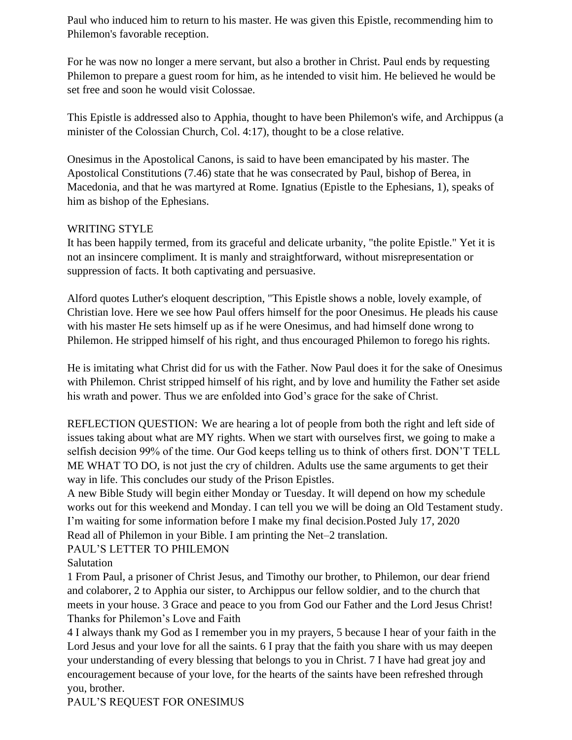Paul who induced him to return to his master. He was given this Epistle, recommending him to Philemon's favorable reception.

For he was now no longer a mere servant, but also a brother in Christ. Paul ends by requesting Philemon to prepare a guest room for him, as he intended to visit him. He believed he would be set free and soon he would visit Colossae.

This Epistle is addressed also to Apphia, thought to have been Philemon's wife, and Archippus (a minister of the Colossian Church, Col. 4:17), thought to be a close relative.

Onesimus in the Apostolical Canons, is said to have been emancipated by his master. The Apostolical Constitutions (7.46) state that he was consecrated by Paul, bishop of Berea, in Macedonia, and that he was martyred at Rome. Ignatius (Epistle to the Ephesians, 1), speaks of him as bishop of the Ephesians.

WRITING STYLE
It has been happily termed, from its graceful and delicate urbanity, "the polite Epistle." Yet it is not an insincere compliment. It is manly and straightforward, without misrepresentation or suppression of facts. It both captivating and persuasive.

Alford quotes Luther's eloquent description, "This Epistle shows a noble, lovely example, of Christian love. Here we see how Paul offers himself for the poor Onesimus. He pleads his cause with his master He sets himself up as if he were Onesimus, and had himself done wrong to Philemon. He stripped himself of his right, and thus encouraged Philemon to forego his rights.

He is imitating what Christ did for us with the Father. Now Paul does it for the sake of Onesimus with Philemon. Christ stripped himself of his right, and by love and humility the Father set aside his wrath and power. Thus we are enfolded into God's grace for the sake of Christ.

REFLECTION QUESTION: We are hearing a lot of people from both the right and left side of issues taking about what are MY rights. When we start with ourselves first, we going to make a selfish decision 99% of the time. Our God keeps telling us to think of others first. DON'T TELL ME WHAT TO DO, is not just the cry of children. Adults use the same arguments to get their way in life. This concludes our study of the Prison Epistles.
A new Bible Study will begin either Monday or Tuesday. It will depend on how my schedule works out for this weekend and Monday. I can tell you we will be doing an Old Testament study. I'm waiting for some information before I make my final decision.Posted July 17, 2020
Read all of Philemon in your Bible. I am printing the Net–2 translation.
PAUL'S LETTER TO PHILEMON
Salutation
1 From Paul, a prisoner of Christ Jesus, and Timothy our brother, to Philemon, our dear friend and colaborer, 2 to Apphia our sister, to Archippus our fellow soldier, and to the church that meets in your house. 3 Grace and peace to you from God our Father and the Lord Jesus Christ!
Thanks for Philemon's Love and Faith
4 I always thank my God as I remember you in my prayers, 5 because I hear of your faith in the Lord Jesus and your love for all the saints. 6 I pray that the faith you share with us may deepen your understanding of every blessing that belongs to you in Christ. 7 I have had great joy and encouragement because of your love, for the hearts of the saints have been refreshed through you, brother.
PAUL'S REQUEST FOR ONESIMUS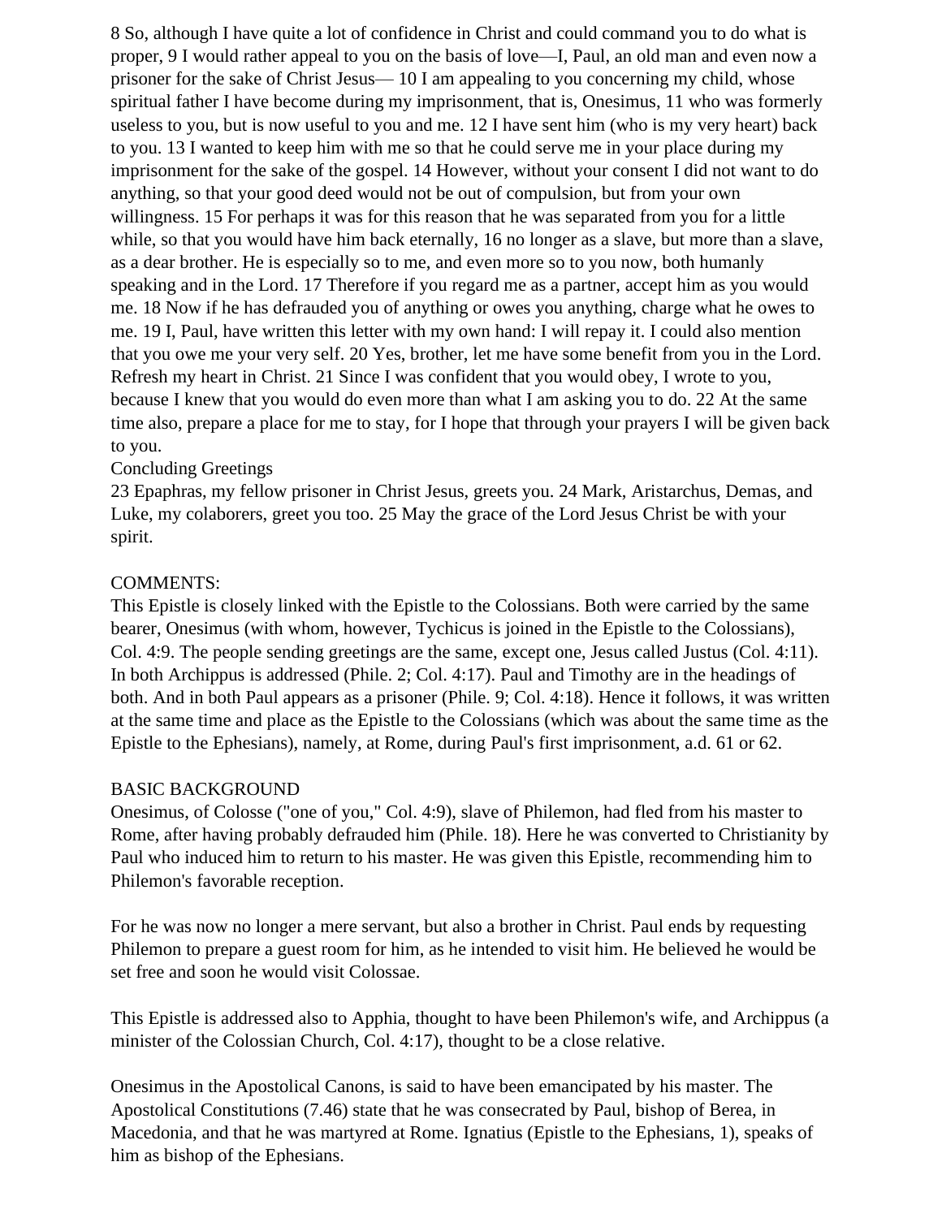8 So, although I have quite a lot of confidence in Christ and could command you to do what is proper, 9 I would rather appeal to you on the basis of love—I, Paul, an old man and even now a prisoner for the sake of Christ Jesus— 10 I am appealing to you concerning my child, whose spiritual father I have become during my imprisonment, that is, Onesimus, 11 who was formerly useless to you, but is now useful to you and me. 12 I have sent him (who is my very heart) back to you. 13 I wanted to keep him with me so that he could serve me in your place during my imprisonment for the sake of the gospel. 14 However, without your consent I did not want to do anything, so that your good deed would not be out of compulsion, but from your own willingness. 15 For perhaps it was for this reason that he was separated from you for a little while, so that you would have him back eternally, 16 no longer as a slave, but more than a slave, as a dear brother. He is especially so to me, and even more so to you now, both humanly speaking and in the Lord. 17 Therefore if you regard me as a partner, accept him as you would me. 18 Now if he has defrauded you of anything or owes you anything, charge what he owes to me. 19 I, Paul, have written this letter with my own hand: I will repay it. I could also mention that you owe me your very self. 20 Yes, brother, let me have some benefit from you in the Lord. Refresh my heart in Christ. 21 Since I was confident that you would obey, I wrote to you, because I knew that you would do even more than what I am asking you to do. 22 At the same time also, prepare a place for me to stay, for I hope that through your prayers I will be given back to you.

Concluding Greetings

23 Epaphras, my fellow prisoner in Christ Jesus, greets you. 24 Mark, Aristarchus, Demas, and Luke, my colaborers, greet you too. 25 May the grace of the Lord Jesus Christ be with your spirit.

COMMENTS:

This Epistle is closely linked with the Epistle to the Colossians. Both were carried by the same bearer, Onesimus (with whom, however, Tychicus is joined in the Epistle to the Colossians), Col. 4:9. The people sending greetings are the same, except one, Jesus called Justus (Col. 4:11). In both Archippus is addressed (Phile. 2; Col. 4:17). Paul and Timothy are in the headings of both. And in both Paul appears as a prisoner (Phile. 9; Col. 4:18). Hence it follows, it was written at the same time and place as the Epistle to the Colossians (which was about the same time as the Epistle to the Ephesians), namely, at Rome, during Paul's first imprisonment, a.d. 61 or 62.

BASIC BACKGROUND

Onesimus, of Colosse ("one of you," Col. 4:9), slave of Philemon, had fled from his master to Rome, after having probably defrauded him (Phile. 18). Here he was converted to Christianity by Paul who induced him to return to his master. He was given this Epistle, recommending him to Philemon's favorable reception.

For he was now no longer a mere servant, but also a brother in Christ. Paul ends by requesting Philemon to prepare a guest room for him, as he intended to visit him. He believed he would be set free and soon he would visit Colossae.

This Epistle is addressed also to Apphia, thought to have been Philemon's wife, and Archippus (a minister of the Colossian Church, Col. 4:17), thought to be a close relative.

Onesimus in the Apostolical Canons, is said to have been emancipated by his master. The Apostolical Constitutions (7.46) state that he was consecrated by Paul, bishop of Berea, in Macedonia, and that he was martyred at Rome. Ignatius (Epistle to the Ephesians, 1), speaks of him as bishop of the Ephesians.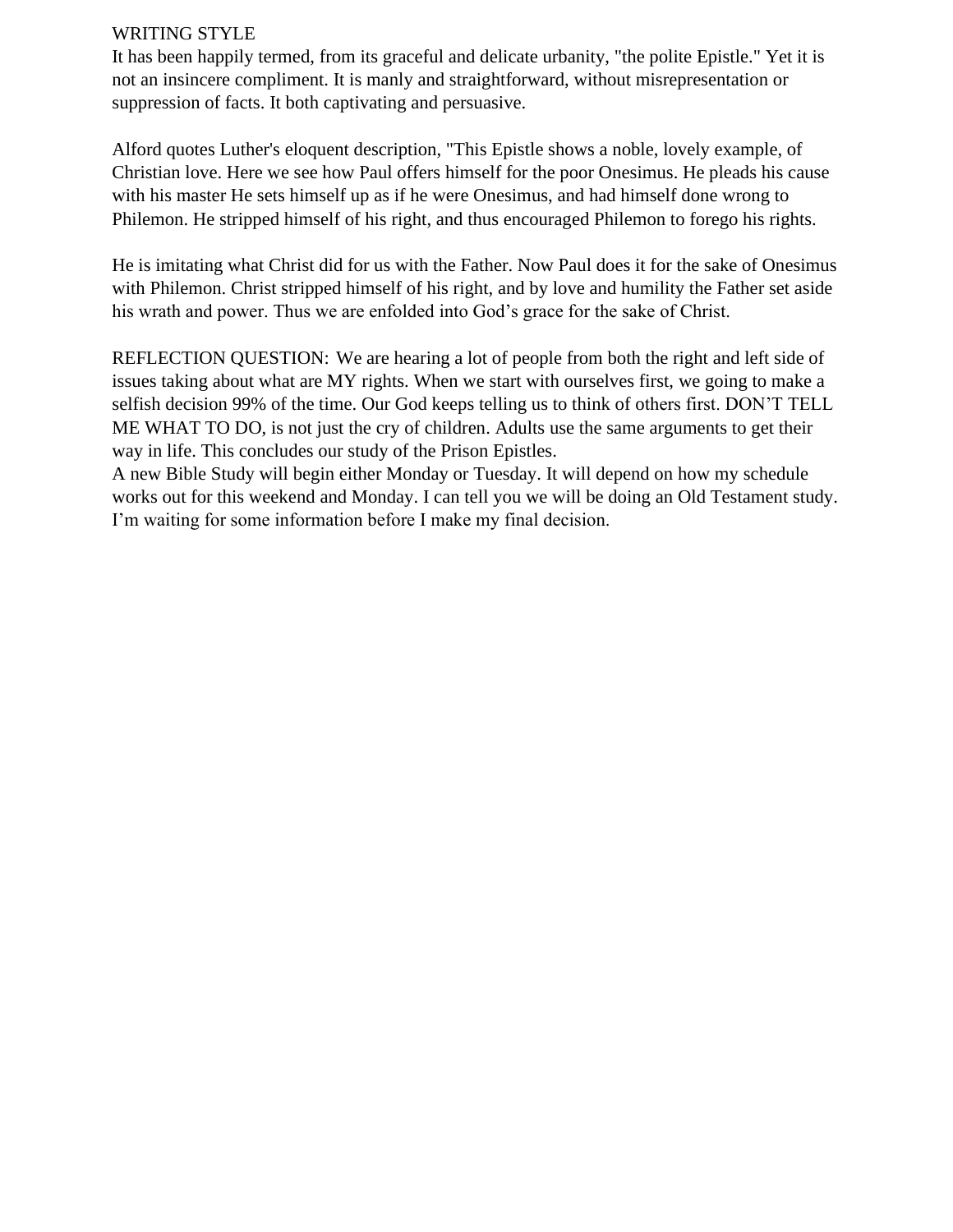## WRITING STYLE

It has been happily termed, from its graceful and delicate urbanity, "the polite Epistle." Yet it is not an insincere compliment. It is manly and straightforward, without misrepresentation or suppression of facts. It both captivating and persuasive.

Alford quotes Luther's eloquent description, "This Epistle shows a noble, lovely example, of Christian love. Here we see how Paul offers himself for the poor Onesimus. He pleads his cause with his master He sets himself up as if he were Onesimus, and had himself done wrong to Philemon. He stripped himself of his right, and thus encouraged Philemon to forego his rights.

He is imitating what Christ did for us with the Father. Now Paul does it for the sake of Onesimus with Philemon. Christ stripped himself of his right, and by love and humility the Father set aside his wrath and power. Thus we are enfolded into God's grace for the sake of Christ.

REFLECTION QUESTION: We are hearing a lot of people from both the right and left side of issues taking about what are MY rights. When we start with ourselves first, we going to make a selfish decision 99% of the time. Our God keeps telling us to think of others first. DON'T TELL ME WHAT TO DO, is not just the cry of children. Adults use the same arguments to get their way in life. This concludes our study of the Prison Epistles.

A new Bible Study will begin either Monday or Tuesday. It will depend on how my schedule works out for this weekend and Monday. I can tell you we will be doing an Old Testament study. I'm waiting for some information before I make my final decision.